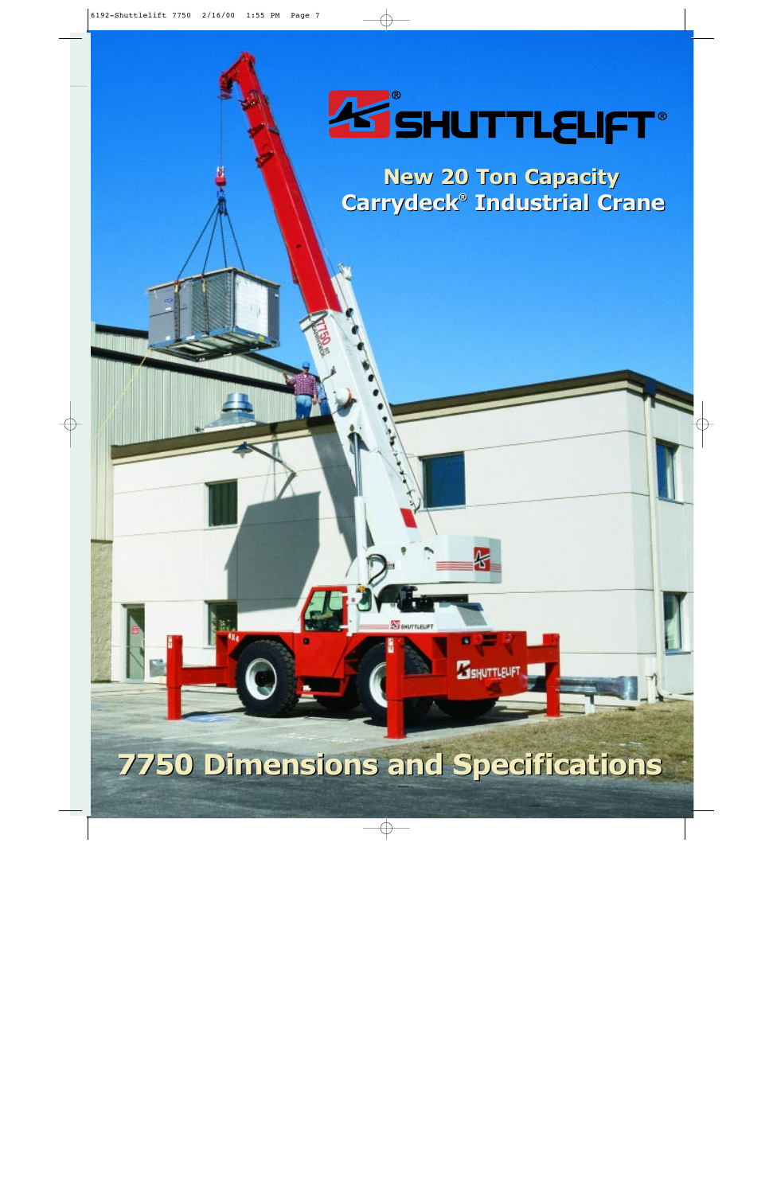# SHUTTLELIFT®

## New 20 Ton Capacity Carrydeck® Industrial Crane

# 7750 Dimensions and Specifications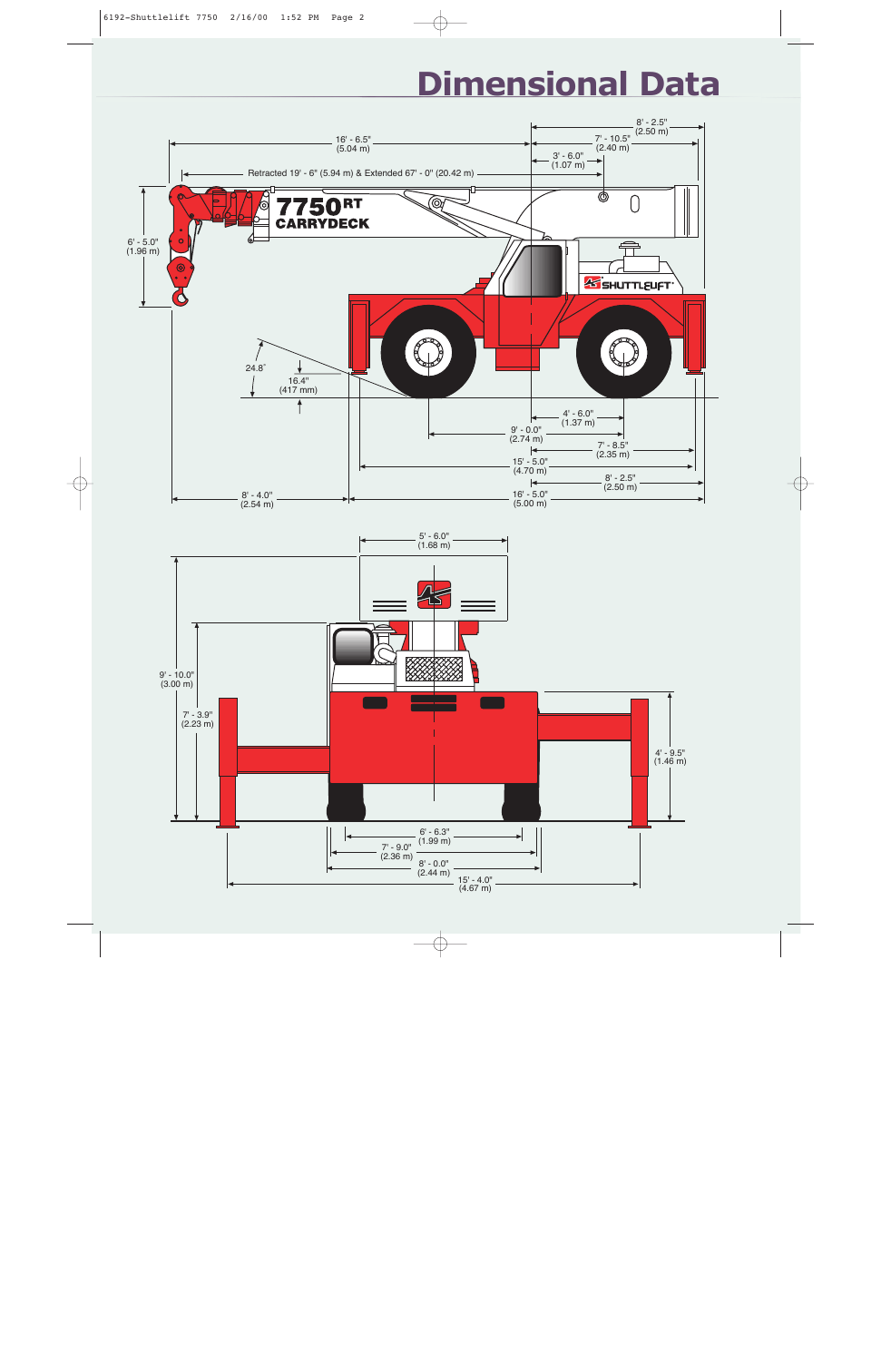# Dimensional Data

8' - 2.5" (2.50 m)

16' - 6.5" (5.04 m)

7' - 10.5" (2.40 m)

3' - 6.0" (1.07 m)

Retracted 19' - 6" (5.94 m) & Extended 67' - 0" (20.42 m)

7750RT CARRYDECK

6' - 5.0" (1.96 m)

24.8˚

16.4" (417 mm)

4' - 6.0" (1.37 m)

9' - 0.0" (2.74 m)

7' - 8.5" (2.35 m)

15' - 5.0" (4.70 m)

8' - 2.5" (2.50 m)

8' - 4.0" (2.54 m)

16' - 5.0" (5.00 m)

5' - 6.0" (1.68 m)

9' - 10.0" (3.00 m)

7' - 3.9" (2.23 m)

4' - 9.5" (1.46 m)

6' - 6.3" (1.99 m)

7' - 9.0" (2.36 m)

8' - 0.0" (2.44 m)

15' - 4.0" (4.67 m)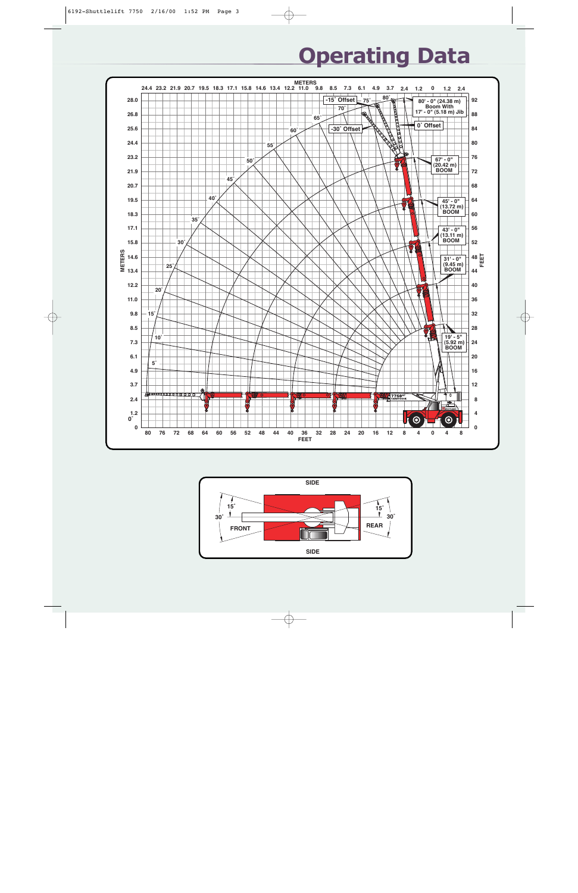# Operating Data

METERS

24.4 23.2 21.9 20.7 19.5 18.3 17.1 15.8 14.6 13.4 12.2 11.0 9.8 8.5 7.3 6.1 4.9 3.7 2.4 1.2 0 1.2 2.4

-15° Offset

-30° Offset

0° Offset

80' - 0" (24.38 m) Boom With 17' - 0" (5.18 m) Jib

67' - 0" (20.42 m) BOOM

45' - 0" (13.72 m) BOOM

43' - 0" (13.11 m) BOOM

31' - 0" (9.45 m) BOOM

19' - 5" (5.92 m) BOOM

METERS: 28.0, 26.8, 25.6, 24.4, 23.2, 21.9, 20.7, 19.5, 18.3, 17.1, 15.8, 14.6, 13.4, 12.2, 11.0, 9.8, 8.5, 7.3, 6.1, 4.9, 3.7, 2.4, 1.2, 0

FEET: 92, 88, 84, 80, 76, 72, 68, 64, 60, 56, 52, 48, 44, 40, 36, 32, 28, 24, 20, 16, 12, 8, 4, 0

Angles: 0°, 5°, 10°, 15°, 20°, 25°, 30°, 35°, 40°, 45°, 50°, 55°, 60°, 65°, 70°, 75°, 80°

80 76 72 68 64 60 56 52 48 44 40 36 32 28 24 20 16 12 8 4 0 4 8

FEET

SIDE

FRONT 15° 30°

REAR 15° 30°

SIDE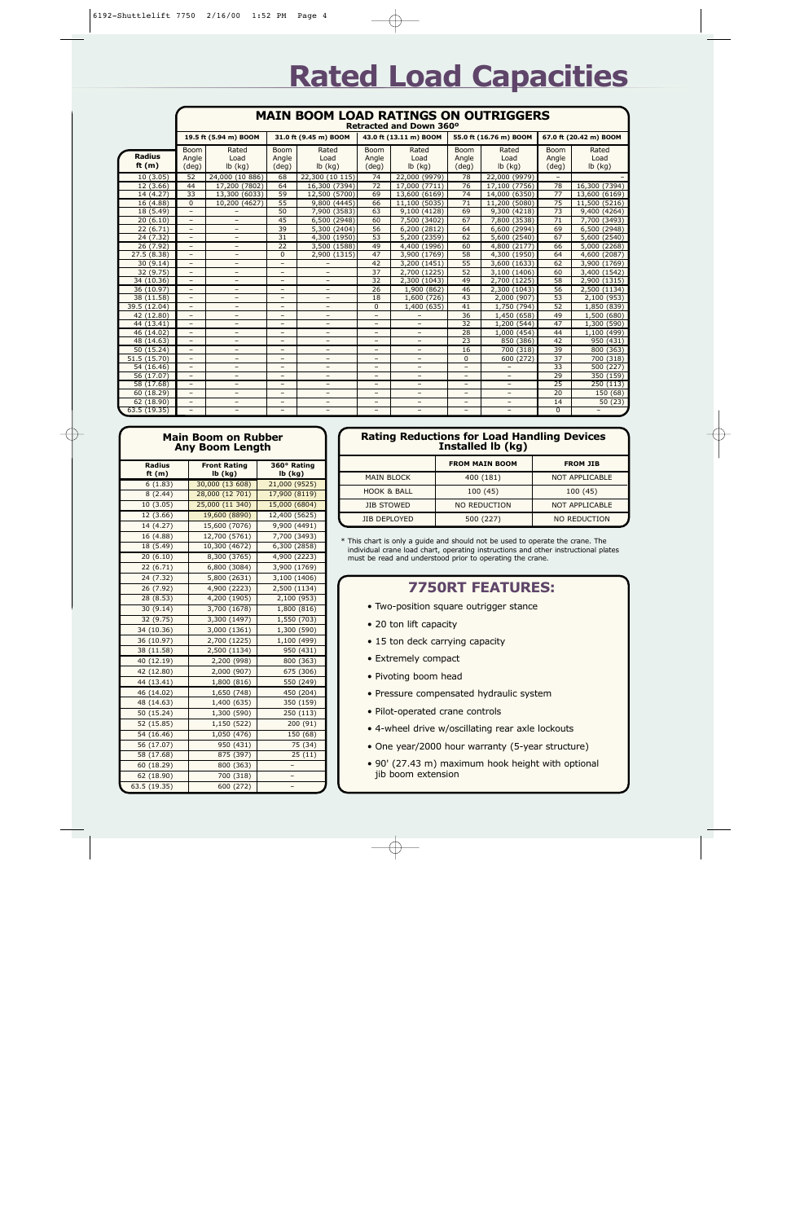# Rated Load Capacities

## MAIN BOOM LOAD RATINGS ON OUTRIGGERS
Retracted and Down 360º

| Radius ft (m) | 19.5 ft (5.94 m) BOOM | | 31.0 ft (9.45 m) BOOM | | 43.0 ft (13.11 m) BOOM | | 55.0 ft (16.76 m) BOOM | | 67.0 ft (20.42 m) BOOM | |
|---|---|---|---|---|---|---|---|---|---|---|
| | Boom Angle (deg) | Rated Load lb (kg) | Boom Angle (deg) | Rated Load lb (kg) | Boom Angle (deg) | Rated Load lb (kg) | Boom Angle (deg) | Rated Load lb (kg) | Boom Angle (deg) | Rated Load lb (kg) |
| 10 (3.05) | 52 | 24,000 (10 886) | 68 | 22,300 (10 115) | 74 | 22,000 (9979) | 78 | 22,000 (9979) | – | – |
| 12 (3.66) | 44 | 17,200 (7802) | 64 | 16,300 (7394) | 72 | 17,000 (7711) | 76 | 17,100 (7756) | 78 | 16,300 (7394) |
| 14 (4.27) | 33 | 13,300 (6033) | 59 | 12,500 (5700) | 69 | 13,600 (6169) | 74 | 14,000 (6350) | 77 | 13,600 (6169) |
| 16 (4.88) | 0 | 10,200 (4627) | 55 | 9,800 (4445) | 66 | 11,100 (5035) | 71 | 11,200 (5080) | 75 | 11,500 (5216) |
| 18 (5.49) | – | – | 50 | 7,900 (3583) | 63 | 9,100 (4128) | 69 | 9,300 (4218) | 73 | 9,400 (4264) |
| 20 (6.10) | – | – | 45 | 6,500 (2948) | 60 | 7,500 (3402) | 67 | 7,800 (3538) | 71 | 7,700 (3493) |
| 22 (6.71) | – | – | 39 | 5,300 (2404) | 56 | 6,200 (2812) | 64 | 6,600 (2994) | 69 | 6,500 (2948) |
| 24 (7.32) | – | – | 31 | 4,300 (1950) | 53 | 5,200 (2359) | 62 | 5,600 (2540) | 67 | 5,600 (2540) |
| 26 (7.92) | – | – | 22 | 3,500 (1588) | 49 | 4,400 (1996) | 60 | 4,800 (2177) | 66 | 5,000 (2268) |
| 27.5 (8.38) | – | – | 0 | 2,900 (1315) | 47 | 3,900 (1769) | 58 | 4,300 (1950) | 64 | 4,600 (2087) |
| 30 (9.14) | – | – | – | – | 42 | 3,200 (1451) | 55 | 3,600 (1633) | 62 | 3,900 (1769) |
| 32 (9.75) | – | – | – | – | 37 | 2,700 (1225) | 52 | 3,100 (1406) | 60 | 3,400 (1542) |
| 34 (10.36) | – | – | – | – | 32 | 2,300 (1043) | 49 | 2,700 (1225) | 58 | 2,900 (1315) |
| 36 (10.97) | – | – | – | – | 26 | 1,900 (862) | 46 | 2,300 (1043) | 56 | 2,500 (1134) |
| 38 (11.58) | – | – | – | – | 18 | 1,600 (726) | 43 | 2,000 (907) | 53 | 2,100 (953) |
| 39.5 (12.04) | – | – | – | – | 0 | 1,400 (635) | 41 | 1,750 (794) | 52 | 1,850 (839) |
| 42 (12.80) | – | – | – | – | – | – | 36 | 1,450 (658) | 49 | 1,500 (680) |
| 44 (13.41) | – | – | – | – | – | – | 32 | 1,200 (544) | 47 | 1,300 (590) |
| 46 (14.02) | – | – | – | – | – | – | 28 | 1,000 (454) | 44 | 1,100 (499) |
| 48 (14.63) | – | – | – | – | – | – | 23 | 850 (386) | 42 | 950 (431) |
| 50 (15.24) | – | – | – | – | – | – | 16 | 700 (318) | 39 | 800 (363) |
| 51.5 (15.70) | – | – | – | – | – | – | 0 | 600 (272) | 37 | 700 (318) |
| 54 (16.46) | – | – | – | – | – | – | – | – | 33 | 500 (227) |
| 56 (17.07) | – | – | – | – | – | – | – | – | 29 | 350 (159) |
| 58 (17.68) | – | – | – | – | – | – | – | – | 25 | 250 (113) |
| 60 (18.29) | – | – | – | – | – | – | – | – | 20 | 150 (68) |
| 62 (18.90) | – | – | – | – | – | – | – | – | 14 | 50 (23) |
| 63.5 (19.35) | – | – | – | – | – | – | – | – | 0 | – |

## Main Boom on Rubber Any Boom Length

| Radius ft (m) | Front Rating lb (kg) | 360° Rating lb (kg) |
|---|---|---|
| 6 (1.83) | 30,000 (13 608) | 21,000 (9525) |
| 8 (2.44) | 28,000 (12 701) | 17,900 (8119) |
| 10 (3.05) | 25,000 (11 340) | 15,000 (6804) |
| 12 (3.66) | 19,600 (8890) | 12,400 (5625) |
| 14 (4.27) | 15,600 (7076) | 9,900 (4491) |
| 16 (4.88) | 12,700 (5761) | 7,700 (3493) |
| 18 (5.49) | 10,300 (4672) | 6,300 (2858) |
| 20 (6.10) | 8,300 (3765) | 4,900 (2223) |
| 22 (6.71) | 6,800 (3084) | 3,900 (1769) |
| 24 (7.32) | 5,800 (2631) | 3,100 (1406) |
| 26 (7.92) | 4,900 (2223) | 2,500 (1134) |
| 28 (8.53) | 4,200 (1905) | 2,100 (953) |
| 30 (9.14) | 3,700 (1678) | 1,800 (816) |
| 32 (9.75) | 3,300 (1497) | 1,550 (703) |
| 34 (10.36) | 3,000 (1361) | 1,300 (590) |
| 36 (10.97) | 2,700 (1225) | 1,100 (499) |
| 38 (11.58) | 2,500 (1134) | 950 (431) |
| 40 (12.19) | 2,200 (998) | 800 (363) |
| 42 (12.80) | 2,000 (907) | 675 (306) |
| 44 (13.41) | 1,800 (816) | 550 (249) |
| 46 (14.02) | 1,650 (748) | 450 (204) |
| 48 (14.63) | 1,400 (635) | 350 (159) |
| 50 (15.24) | 1,300 (590) | 250 (113) |
| 52 (15.85) | 1,150 (522) | 200 (91) |
| 54 (16.46) | 1,050 (476) | 150 (68) |
| 56 (17.07) | 950 (431) | 75 (34) |
| 58 (17.68) | 875 (397) | 25 (11) |
| 60 (18.29) | 800 (363) | – |
| 62 (18.90) | 700 (318) | – |
| 63.5 (19.35) | 600 (272) | – |

## Rating Reductions for Load Handling Devices Installed lb (kg)

| | FROM MAIN BOOM | FROM JIB |
|---|---|---|
| MAIN BLOCK | 400 (181) | NOT APPLICABLE |
| HOOK & BALL | 100 (45) | 100 (45) |
| JIB STOWED | NO REDUCTION | NOT APPLICABLE |
| JIB DEPLOYED | 500 (227) | NO REDUCTION |

* This chart is only a guide and should not be used to operate the crane. The individual crane load chart, operating instructions and other instructional plates must be read and understood prior to operating the crane.

## 7750RT FEATURES:

- Two-position square outrigger stance
- 20 ton lift capacity
- 15 ton deck carrying capacity
- Extremely compact
- Pivoting boom head
- Pressure compensated hydraulic system
- Pilot-operated crane controls
- 4-wheel drive w/oscillating rear axle lockouts
- One year/2000 hour warranty (5-year structure)
- 90' (27.43 m) maximum hook height with optional jib boom extension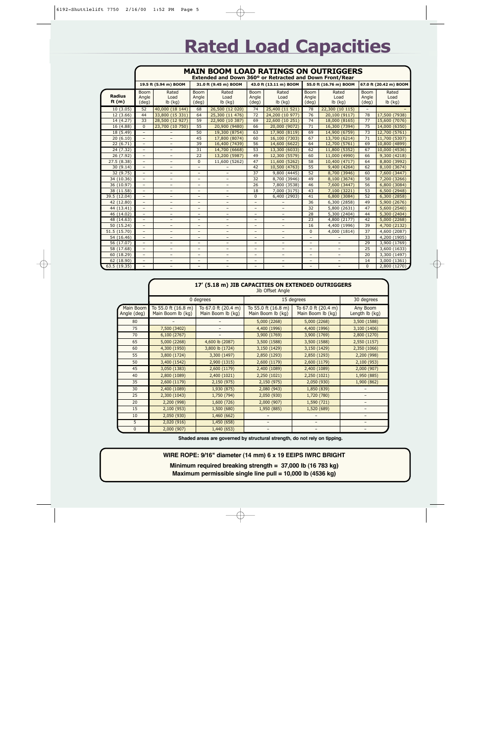# Rated Load Capacities

## MAIN BOOM LOAD RATINGS ON OUTRIGGERS

**Extended and Down 360° or Retracted and Down Front/Rear**

| Radius ft (m) | 19.5 ft (5.94 m) BOOM | | 31.0 ft (9.45 m) BOOM | | 43.0 ft (13.11 m) BOOM | | 55.0 ft (16.76 m) BOOM | | 67.0 ft (20.42 m) BOOM | |
|---|---|---|---|---|---|---|---|---|---|---|
| | Boom Angle (deg) | Rated Load lb (kg) | Boom Angle (deg) | Rated Load lb (kg) | Boom Angle (deg) | Rated Load lb (kg) | Boom Angle (deg) | Rated Load lb (kg) | Boom Angle (deg) | Rated Load lb (kg) |
| 10 (3.05) | 52 | 40,000 (18 144) | 68 | 26,500 (12 020) | 74 | 25,400 (11 521) | 78 | 22,300 (10 115) | – | – |
| 12 (3.66) | 44 | 33,800 (15 331) | 64 | 25,300 (11 476) | 72 | 24,200 (10 977) | 76 | 20,100 (9117) | 78 | 17,500 (7938) |
| 14 (4.27) | 33 | 28,500 (12 927) | 59 | 22,900 (10 387) | 69 | 22,600 (10 251) | 74 | 18,000 (8165) | 77 | 15,600 (7076) |
| 16 (4.88) | 0 | 23,700 (10 750) | 55 | 20,900 (9480) | 66 | 20,000 (9072) | 71 | 16,300 (7394) | 75 | 14,000 (6350) |
| 18 (5.49) | – | – | 50 | 19,300 (8754) | 63 | 17,900 (8119) | 69 | 14,900 (6759) | 73 | 12,700 (5761) |
| 20 (6.10) | – | – | 45 | 17,800 (8074) | 60 | 16,100 (7303) | 67 | 13,700 (6214) | 71 | 11,700 (5307) |
| 22 (6.71) | – | – | 39 | 16,400 (7439) | 56 | 14,600 (6622) | 64 | 12,700 (5761) | 69 | 10,800 (4899) |
| 24 (7.32) | – | – | 31 | 14,700 (6668) | 53 | 13,300 (6033) | 62 | 11,800 (5352) | 67 | 10,000 (4536) |
| 26 (7.92) | – | – | 22 | 13,200 (5987) | 49 | 12,300 (5579) | 60 | 11,000 (4990) | 66 | 9,300 (4218) |
| 27.5 (8.38) | – | – | 0 | 11,600 (5262) | 47 | 11,600 (5262) | 58 | 10,400 (4717) | 64 | 8,800 (3992) |
| 30 (9.14) | – | – | – | – | 42 | 10,500 (4763) | 55 | 9,400 (4264) | 62 | 8,100 (3674) |
| 32 (9.75) | – | – | – | – | 37 | 9,800 (4445) | 52 | 8,700 (3946) | 60 | 7,600 (3447) |
| 34 (10.36) | – | – | – | – | 32 | 8,700 (3946) | 49 | 8,100 (3674) | 58 | 7,200 (3266) |
| 36 (10.97) | – | – | – | – | 26 | 7,800 (3538) | 46 | 7,600 (3447) | 56 | 6,800 (3084) |
| 38 (11.58) | – | – | – | – | 18 | 7,000 (3175) | 43 | 7,100 (3221) | 53 | 6,500 (2948) |
| 39.5 (12.04) | – | – | – | – | 0 | 6,400 (2903) | 41 | 6,800 (3084) | 52 | 6,300 (2858) |
| 42 (12.80) | – | – | – | – | – | – | 36 | 6,300 (2858) | 49 | 5,900 (2676) |
| 44 (13.41) | – | – | – | – | – | – | 32 | 5,800 (2631) | 47 | 5,600 (2540) |
| 46 (14.02) | – | – | – | – | – | – | 28 | 5,300 (2404) | 44 | 5,300 (2404) |
| 48 (14.63) | – | – | – | – | – | – | 23 | 4,800 (2177) | 42 | 5,000 (2268) |
| 50 (15.24) | – | – | – | – | – | – | 16 | 4,400 (1996) | 39 | 4,700 (2132) |
| 51.5 (15.70) | – | – | – | – | – | – | 0 | 4,000 (1814) | 37 | 4,600 (2087) |
| 54 (16.46) | – | – | – | – | – | – | – | – | 33 | 4,200 (1905) |
| 56 (17.07) | – | – | – | – | – | – | – | – | 29 | 3,900 (1769) |
| 58 (17.68) | – | – | – | – | – | – | – | – | 25 | 3,600 (1633) |
| 60 (18.29) | – | – | – | – | – | – | – | – | 20 | 3,300 (1497) |
| 62 (18.90) | – | – | – | – | – | – | – | – | 14 | 3,000 (1361) |
| 63.5 (19.35) | – | – | – | – | – | – | – | – | 0 | 2,800 (1270) |

## 17' (5.18 m) JIB CAPACITIES ON EXTENDED OUTRIGGERS

Jib Offset Angle

| Main Boom Angle (deg) | 0 degrees | | 15 degrees | | 30 degrees |
|---|---|---|---|---|---|
| | To 55.0 ft (16.8 m) Main Boom lb (kg) | To 67.0 ft (20.4 m) Main Boom lb (kg) | To 55.0 ft (16.8 m) Main Boom lb (kg) | To 67.0 ft (20.4 m) Main Boom lb (kg) | Any Boom Length lb (kg) |
| 80 | – | – | 5,000 (2268) | 5,000 (2268) | 3,500 (1588) |
| 75 | 7,500 (3402) | – | 4,400 (1996) | 4,400 (1996) | 3,100 (1406) |
| 70 | 6,100 (2767) | – | 3,900 (1769) | 3,900 (1769) | 2,800 (1270) |
| 65 | 5,000 (2268) | 4,600 lb (2087) | 3,500 (1588) | 3,500 (1588) | 2,550 (1157) |
| 60 | 4,300 (1950) | 3,800 lb (1724) | 3,150 (1429) | 3,150 (1429) | 2,350 (1066) |
| 55 | 3,800 (1724) | 3,300 (1497) | 2,850 (1293) | 2,850 (1293) | 2,200 (998) |
| 50 | 3,400 (1542) | 2,900 (1315) | 2,600 (1179) | 2,600 (1179) | 2,100 (953) |
| 45 | 3,050 (1383) | 2,600 (1179) | 2,400 (1089) | 2,400 (1089) | 2,000 (907) |
| 40 | 2,800 (1089) | 2,400 (1021) | 2,250 (1021) | 2,250 (1021) | 1,950 (885) |
| 35 | 2,600 (1179) | 2,150 (975) | 2,150 (975) | 2,050 (930) | 1,900 (862) |
| 30 | 2,400 (1089) | 1,930 (875) | 2,080 (943) | 1,850 (839) | – |
| 25 | 2,300 (1043) | 1,750 (794) | 2,050 (930) | 1,720 (780) | – |
| 20 | 2,200 (998) | 1,600 (726) | 2,000 (907) | 1,590 (721) | – |
| 15 | 2,100 (953) | 1,500 (680) | 1,950 (885) | 1,520 (689) | – |
| 10 | 2,050 (930) | 1,460 (662) | – | – | – |
| 5 | 2,020 (916) | 1,450 (658) | – | – | – |
| 0 | 2,000 (907) | 1,440 (653) | – | – | – |

**Shaded areas are governed by structural strength, do not rely on tipping.**

**WIRE ROPE: 9/16" diameter (14 mm) 6 x 19 EEIPS IWRC BRIGHT**

**Minimum required breaking strength = 37,000 lb (16 783 kg)**
**Maximum permissible single line pull = 10,000 lb (4536 kg)**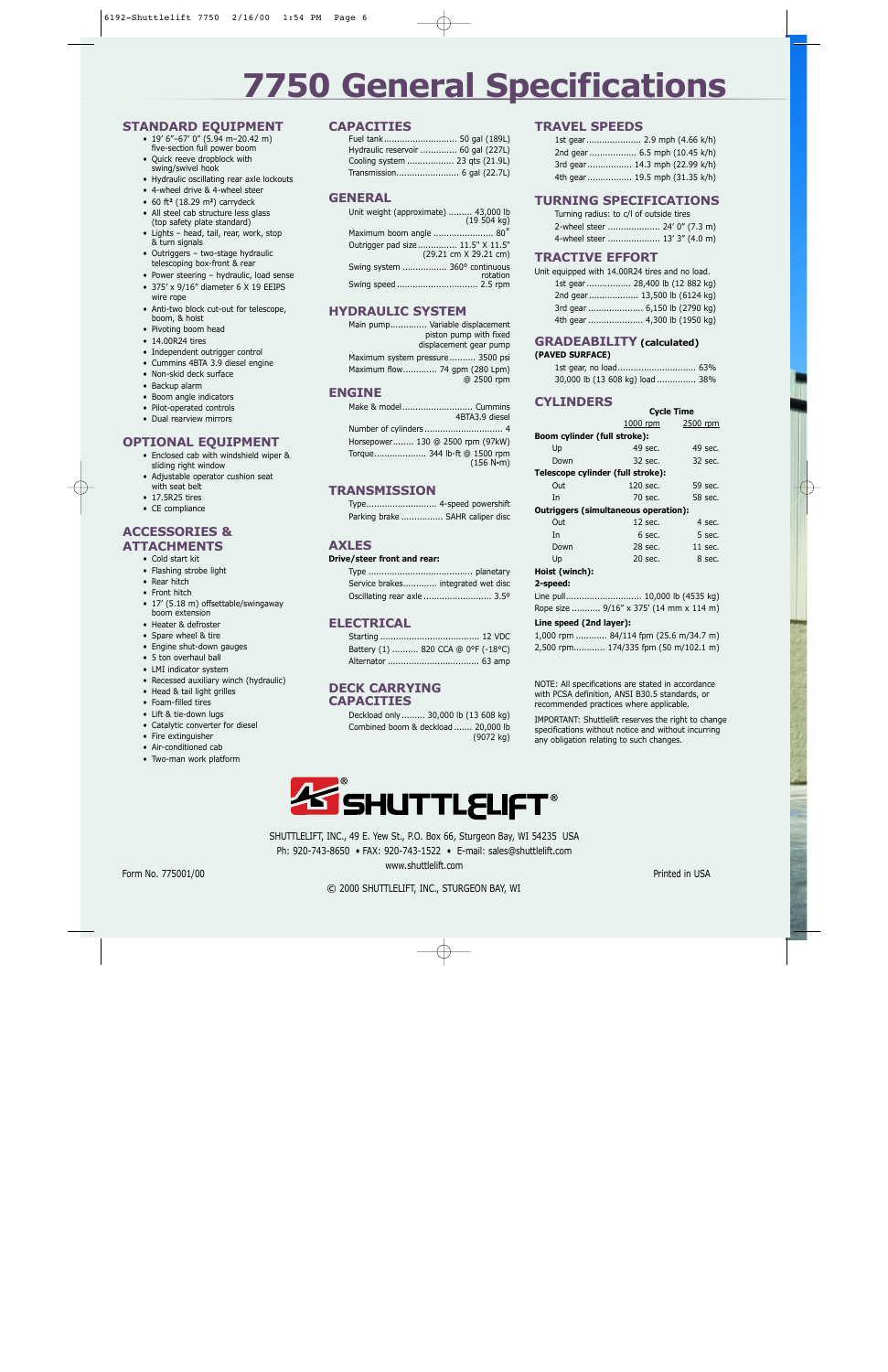# 7750 General Specifications

## STANDARD EQUIPMENT

- 19' 6"–67' 0" (5.94 m–20.42 m) five-section full power boom
- Quick reeve dropblock with swing/swivel hook
- Hydraulic oscillating rear axle lockouts
- 4-wheel drive & 4-wheel steer
- 60 ft² (18.29 m²) carrydeck
- All steel cab structure less glass (top safety plate standard)
- Lights – head, tail, rear, work, stop & turn signals
- Outriggers – two-stage hydraulic telescoping box-front & rear
- Power steering – hydraulic, load sense
- 375' x 9/16" diameter 6 X 19 EEIPS wire rope
- Anti-two block cut-out for telescope, boom, & hoist
- Pivoting boom head
- 14.00R24 tires
- Independent outrigger control
- Cummins 4BTA 3.9 diesel engine
- Non-skid deck surface
- Backup alarm
- Boom angle indicators
- Pilot-operated controls
- Dual rearview mirrors

## OPTIONAL EQUIPMENT

- Enclosed cab with windshield wiper & sliding right window
- Adjustable operator cushion seat with seat belt
- 17.5R25 tires
- CE compliance

## ACCESSORIES & ATTACHMENTS

- Cold start kit
- Flashing strobe light
- Rear hitch
- Front hitch
- 17' (5.18 m) offsettable/swingaway boom extension
- Heater & defroster
- Spare wheel & tire
- Engine shut-down gauges
- 5 ton overhaul ball
- LMI indicator system
- Recessed auxiliary winch (hydraulic)
- Head & tail light grilles
- Foam-filled tires
- Lift & tie-down lugs
- Catalytic converter for diesel
- Fire extinguisher
- Air-conditioned cab
- Two-man work platform

## CAPACITIES

Fuel tank .......................... 50 gal (189L)
Hydraulic reservoir .............. 60 gal (227L)
Cooling system .................. 23 qts (21.9L)
Transmission........................ 6 gal (22.7L)

## GENERAL

Unit weight (approximate) ......... 43,000 lb (19 504 kg)
Maximum boom angle ....................... 80°
Outrigger pad size.............. 11.5" X 11.5" (29.21 cm X 29.21 cm)
Swing system ................ 360° continuous rotation
Swing speed ............................... 2.5 rpm

## HYDRAULIC SYSTEM

Main pump.............. Variable displacement piston pump with fixed displacement gear pump
Maximum system pressure .......... 3500 psi
Maximum flow............ 74 gpm (280 Lpm) @ 2500 rpm

## ENGINE

Make & model........................... Cummins 4BTA3.9 diesel
Number of cylinders............................. 4
Horsepower........ 130 @ 2500 rpm (97kW)
Torque.................... 344 lb-ft @ 1500 rpm (156 N•m)

## TRANSMISSION

Type........................... 4-speed powershift
Parking brake ................ SAHR caliper disc

## AXLES

**Drive/steer front and rear:**

Type ........................................ planetary
Service brakes............ integrated wet disc
Oscillating rear axle .......................... 3.5º

## ELECTRICAL

Starting ...................................... 12 VDC
Battery (1) .......... 820 CCA @ 0ºF (-18ºC)
Alternator .................................... 63 amp

## DECK CARRYING CAPACITIES

Deckload only......... 30,000 lb (13 608 kg)
Combined boom & deckload ....... 20,000 lb (9072 kg)

## TRAVEL SPEEDS

1st gear..................... 2.9 mph (4.66 k/h)
2nd gear .................. 6.5 mph (10.45 k/h)
3rd gear................. 14.3 mph (22.99 k/h)
4th gear................. 19.5 mph (31.35 k/h)

## TURNING SPECIFICATIONS

Turning radius: to c/l of outside tires
2-wheel steer .................... 24' 0" (7.3 m)
4-wheel steer .................... 13' 3" (4.0 m)

## TRACTIVE EFFORT

Unit equipped with 14.00R24 tires and no load.
1st gear................. 28,400 lb (12 882 kg)
2nd gear................... 13,500 lb (6124 kg)
3rd gear ..................... 6,150 lb (2790 kg)
4th gear ..................... 4,300 lb (1950 kg)

## GRADEABILITY (calculated)

**(PAVED SURFACE)**

1st gear, no load.............................. 63%
30,000 lb (13 608 kg) load ............... 38%

## CYLINDERS

| | Cycle Time | |
|---|---|---|
| | 1000 rpm | 2500 rpm |
| **Boom cylinder (full stroke):** | | |
| Up | 49 sec. | 49 sec. |
| Down | 32 sec. | 32 sec. |
| **Telescope cylinder (full stroke):** | | |
| Out | 120 sec. | 59 sec. |
| In | 70 sec. | 58 sec. |
| **Outriggers (simultaneous operation):** | | |
| Out | 12 sec. | 4 sec. |
| In | 6 sec. | 5 sec. |
| Down | 28 sec. | 11 sec. |
| Up | 20 sec. | 8 sec. |

**Hoist (winch):**
**2-speed:**

Line pull............................. 10,000 lb (4535 kg)
Rope size .......... 9/16" x 375' (14 mm x 114 m)

**Line speed (2nd layer):**

1,000 rpm ........... 84/114 fpm (25.6 m/34.7 m)
2,500 rpm........... 174/335 fpm (50 m/102.1 m)

NOTE: All specifications are stated in accordance with PCSA definition, ANSI B30.5 standards, or recommended practices where applicable.

IMPORTANT: Shuttlelift reserves the right to change specifications without notice and without incurring any obligation relating to such changes.

SHUTTLELIFT®

SHUTTLELIFT, INC., 49 E. Yew St., P.O. Box 66, Sturgeon Bay, WI 54235 USA
Ph: 920-743-8650 • FAX: 920-743-1522 • E-mail: sales@shuttlelift.com
www.shuttlelift.com

Form No. 775001/00

Printed in USA

© 2000 SHUTTLELIFT, INC., STURGEON BAY, WI